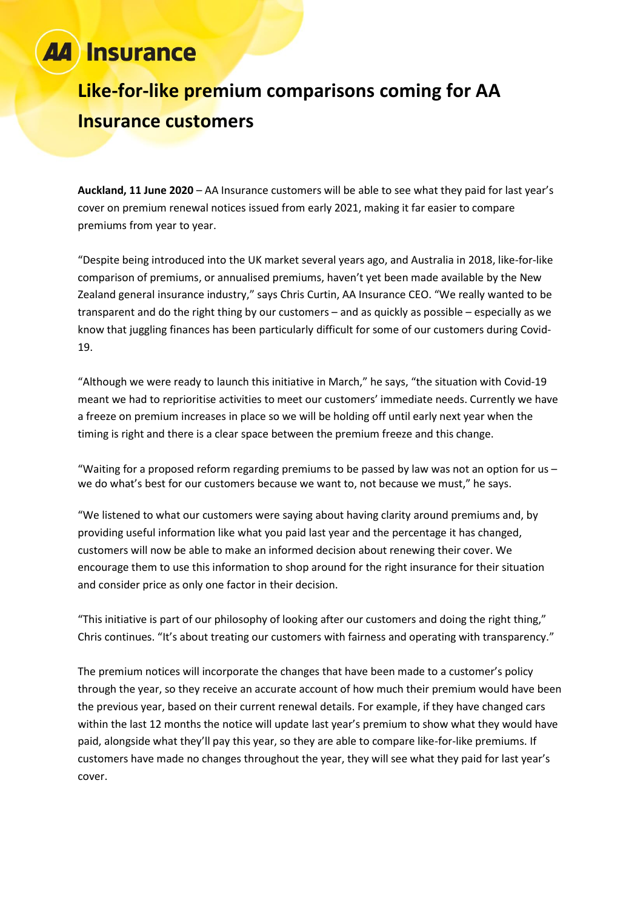**AA Insurance**

# Like-for-like premium comparisons coming for AA Insurance customers

**Auckland, 11 June 2020** – AA Insurance customers will be able to see what they paid for last year's cover on premium renewal notices issued from early 2021, making it far easier to compare premiums from year to year.

"Despite being introduced into the UK market several years ago, and Australia in 2018, like-for-like comparison of premiums, or annualised premiums, haven't yet been made available by the New Zealand general insurance industry," says Chris Curtin, AA Insurance CEO. "We really wanted to be transparent and do the right thing by our customers – and as quickly as possible – especially as we know that juggling finances has been particularly difficult for some of our customers during Covid-19.

"Although we were ready to launch this initiative in March," he says, "the situation with Covid-19 meant we had to reprioritise activities to meet our customers' immediate needs. Currently we have a freeze on premium increases in place so we will be holding off until early next year when the timing is right and there is a clear space between the premium freeze and this change.

"Waiting for a proposed reform regarding premiums to be passed by law was not an option for us – we do what's best for our customers because we want to, not because we must," he says.

"We listened to what our customers were saying about having clarity around premiums and, by providing useful information like what you paid last year and the percentage it has changed, customers will now be able to make an informed decision about renewing their cover. We encourage them to use this information to shop around for the right insurance for their situation and consider price as only one factor in their decision.

"This initiative is part of our philosophy of looking after our customers and doing the right thing," Chris continues. "It's about treating our customers with fairness and operating with transparency."

The premium notices will incorporate the changes that have been made to a customer's policy through the year, so they receive an accurate account of how much their premium would have been the previous year, based on their current renewal details. For example, if they have changed cars within the last 12 months the notice will update last year's premium to show what they would have paid, alongside what they'll pay this year, so they are able to compare like-for-like premiums. If customers have made no changes throughout the year, they will see what they paid for last year's cover.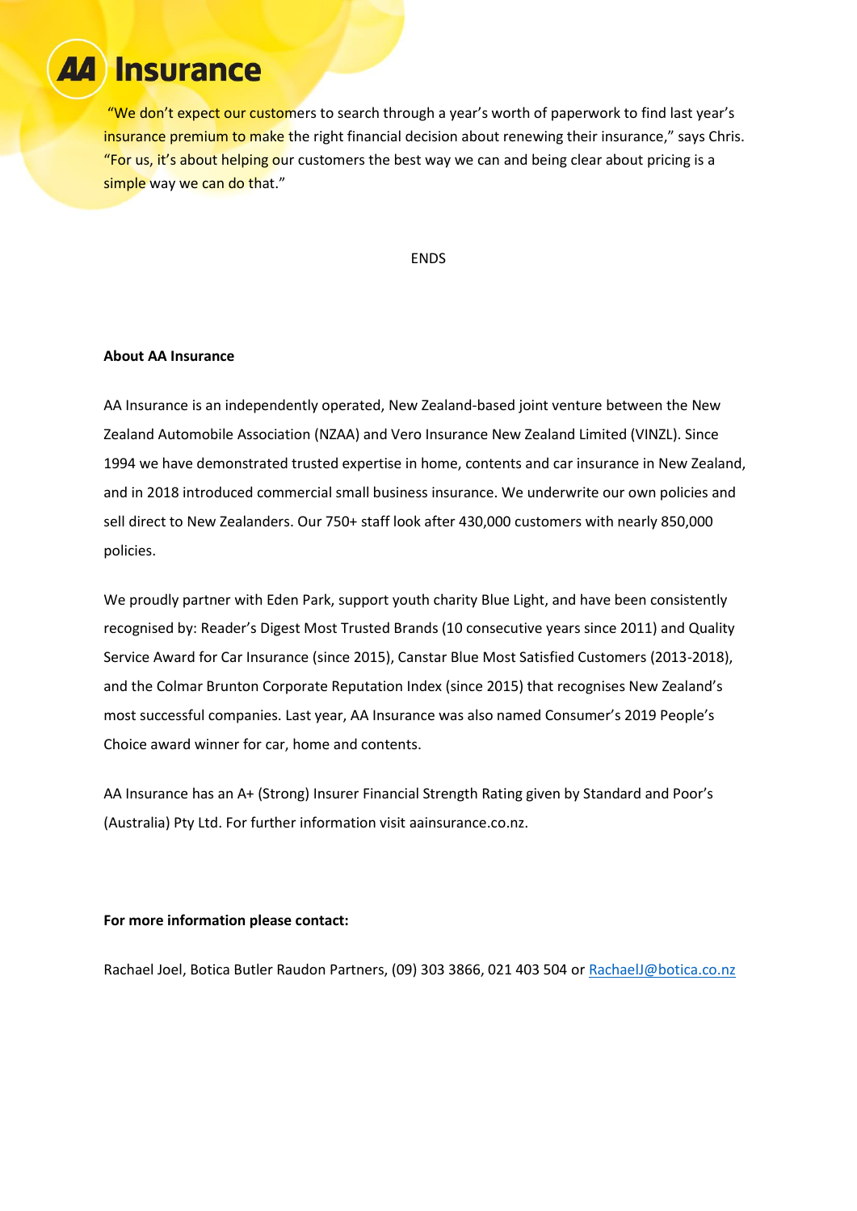"We don't expect our customers to search through a year's worth of paperwork to find last year's insurance premium to make the right financial decision about renewing their insurance," says Chris. "For us, it's about helping our customers the best way we can and being clear about pricing is a simple way we can do that."

ENDS

**About AA Insurance**

AA Insurance is an independently operated, New Zealand-based joint venture between the New Zealand Automobile Association (NZAA) and Vero Insurance New Zealand Limited (VINZL). Since 1994 we have demonstrated trusted expertise in home, contents and car insurance in New Zealand, and in 2018 introduced commercial small business insurance. We underwrite our own policies and sell direct to New Zealanders. Our 750+ staff look after 430,000 customers with nearly 850,000 policies.

We proudly partner with Eden Park, support youth charity Blue Light, and have been consistently recognised by: Reader's Digest Most Trusted Brands (10 consecutive years since 2011) and Quality Service Award for Car Insurance (since 2015), Canstar Blue Most Satisfied Customers (2013-2018), and the Colmar Brunton Corporate Reputation Index (since 2015) that recognises New Zealand's most successful companies. Last year, AA Insurance was also named Consumer's 2019 People's Choice award winner for car, home and contents.

AA Insurance has an A+ (Strong) Insurer Financial Strength Rating given by Standard and Poor's (Australia) Pty Ltd. For further information visit aainsurance.co.nz.

**For more information please contact:**

Rachael Joel, Botica Butler Raudon Partners, (09) 303 3866, 021 403 504 or RachaelJ@botica.co.nz